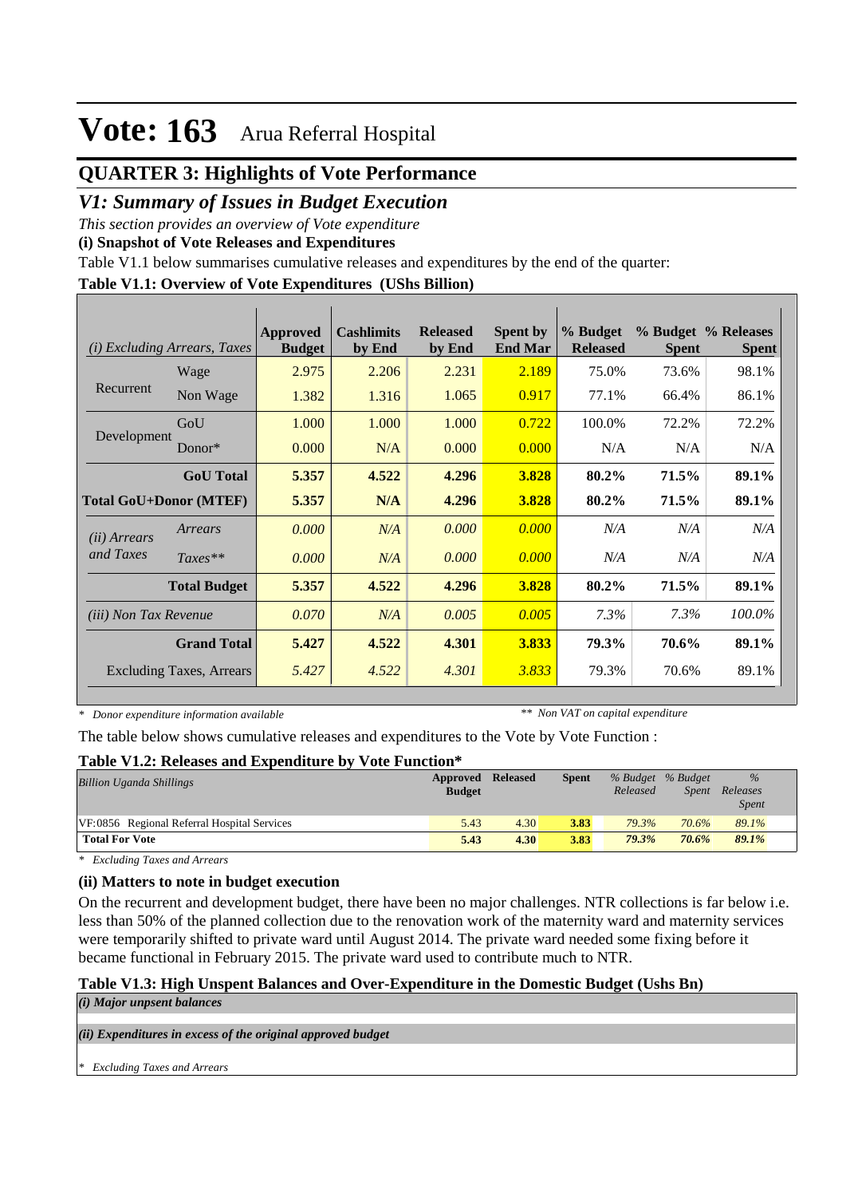# Vote: 163 Arua Referral Hospital

## QUARTER 3: Highlights of Vote Performance

### *V1: Summary of Issues in Budget Execution*

*This section provides an overview of Vote expenditure*

**(i) Snapshot of Vote Releases and Expenditures**

Table V1.1 below summarises cumulative releases and expenditures by the end of the quarter:

**Table V1.1: Overview of Vote Expenditures (UShs Billion)**

| *(i) Excluding Arrears, Taxes* | | Approved Budget | Cashlimits by End | Released by End | Spent by End Mar | % Budget Released | % Budget Spent | % Releases Spent |
|---|---|---|---|---|---|---|---|---|
| Recurrent | Wage | 2.975 | 2.206 | 2.231 | 2.189 | 75.0% | 73.6% | 98.1% |
| | Non Wage | 1.382 | 1.316 | 1.065 | 0.917 | 77.1% | 66.4% | 86.1% |
| Development | GoU | 1.000 | 1.000 | 1.000 | 0.722 | 100.0% | 72.2% | 72.2% |
| | Donor* | 0.000 | N/A | 0.000 | 0.000 | N/A | N/A | N/A |
| | **GoU Total** | **5.357** | **4.522** | **4.296** | **3.828** | **80.2%** | **71.5%** | **89.1%** |
| **Total GoU+Donor (MTEF)** | | **5.357** | **N/A** | **4.296** | **3.828** | **80.2%** | **71.5%** | **89.1%** |
| *(ii) Arrears and Taxes* | *Arrears* | *0.000* | *N/A* | *0.000* | *0.000* | *N/A* | *N/A* | *N/A* |
| | *Taxes*** | *0.000* | *N/A* | *0.000* | *0.000* | *N/A* | *N/A* | *N/A* |
| | **Total Budget** | **5.357** | **4.522** | **4.296** | **3.828** | **80.2%** | **71.5%** | **89.1%** |
| *(iii) Non Tax Revenue* | | *0.070* | *N/A* | *0.005* | *0.005* | *7.3%* | *7.3%* | *100.0%* |
| | **Grand Total** | **5.427** | **4.522** | **4.301** | **3.833** | **79.3%** | **70.6%** | **89.1%** |
| Excluding Taxes, Arrears | | *5.427* | *4.522* | *4.301* | *3.833* | 79.3% | 70.6% | 89.1% |

*\* Donor expenditure information available* *\*\* Non VAT on capital expenditure*

The table below shows cumulative releases and expenditures to the Vote by Vote Function :

**Table V1.2: Releases and Expenditure by Vote Function\***

| *Billion Uganda Shillings* | Approved Budget | Released | Spent | *% Budget Released* | *% Budget Spent* | *% Releases Spent* |
|---|---|---|---|---|---|---|
| VF:0856 Regional Referral Hospital Services | 5.43 | 4.30 | 3.83 | *79.3%* | *70.6%* | *89.1%* |
| **Total For Vote** | **5.43** | **4.30** | **3.83** | ***79.3%*** | ***70.6%*** | ***89.1%*** |

*\* Excluding Taxes and Arrears*

**(ii) Matters to note in budget execution**

On the recurrent and development budget, there have been no major challenges. NTR collections is far below i.e. less than 50% of the planned collection due to the renovation work of the maternity ward and maternity services were temporarily shifted to private ward until August 2014. The private ward needed some fixing before it became functional in February 2015. The private ward used to contribute much to NTR.

**Table V1.3: High Unspent Balances and Over-Expenditure in the Domestic Budget (Ushs Bn)**

***(i) Major unspent balances***

***(ii) Expenditures in excess of the original approved budget***

*\* Excluding Taxes and Arrears*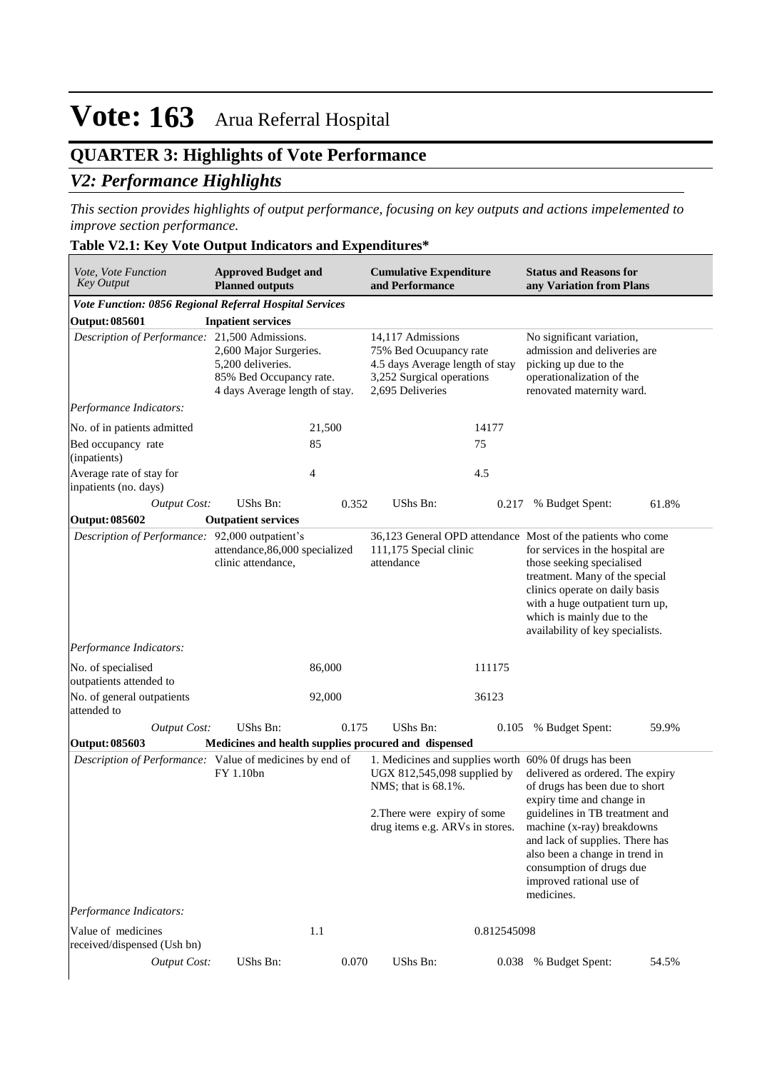# Vote: 163 Arua Referral Hospital

## QUARTER 3: Highlights of Vote Performance

### *V2: Performance Highlights*

*This section provides highlights of output performance, focusing on key outputs and actions impelemented to improve section performance.*

**Table V2.1: Key Vote Output Indicators and Expenditures***

| *Vote, Vote Function Key Output* | **Approved Budget and Planned outputs** | | **Cumulative Expenditure and Performance** | | **Status and Reasons for any Variation from Plans** | |
|---|---|---|---|---|---|---|
| ***Vote Function: 0856 Regional Referral Hospital Services*** | | | | | | |
| **Output: 085601** | **Inpatient services** | | | | | |
| *Description of Performance:* | 21,500 Admissions.<br>2,600 Major Surgeries.<br>5,200 deliveries.<br>85% Bed Occupancy rate.<br>4 days Average length of stay. | | 14,117 Admissions<br>75% Bed Ocuupancy rate<br>4.5 days Average length of stay<br>3,252 Surgical operations<br>2,695 Deliveries | | No significant variation, admission and deliveries are picking up due to the operationalization of the renovated maternity ward. | |
| *Performance Indicators:* | | | | | | |
| No. of in patients admitted | | 21,500 | | 14177 | | |
| Bed occupancy rate (inpatients) | | 85 | | 75 | | |
| Average rate of stay for inpatients (no. days) | | 4 | | 4.5 | | |
| *Output Cost:* | UShs Bn: | 0.352 | UShs Bn: | 0.217 | % Budget Spent: | 61.8% |
| **Output: 085602** | **Outpatient services** | | | | | |
| *Description of Performance:* | 92,000 outpatient's attendance,86,000 specialized clinic attendance, | | 36,123 General OPD attendance<br>111,175 Special clinic attendance | | Most of the patients who come for services in the hospital are those seeking specialised treatment. Many of the special clinics operate on daily basis with a huge outpatient turn up, which is mainly due to the availability of key specialists. | |
| *Performance Indicators:* | | | | | | |
| No. of specialised outpatients attended to | | 86,000 | | 111175 | | |
| No. of general outpatients attended to | | 92,000 | | 36123 | | |
| *Output Cost:* | UShs Bn: | 0.175 | UShs Bn: | 0.105 | % Budget Spent: | 59.9% |
| **Output: 085603** | **Medicines and health supplies procured and dispensed** | | | | | |
| *Description of Performance:* | Value of medicines by end of FY 1.10bn | | 1. Medicines and supplies worth UGX 812,545,098 supplied by NMS; that is 68.1%.<br><br>2.There were expiry of some drug items e.g. ARVs in stores. | | 60% 0f drugs has been delivered as ordered. The expiry of drugs has been due to short expiry time and change in guidelines in TB treatment and machine (x-ray) breakdowns and lack of supplies. There has also been a change in trend in consumption of drugs due improved rational use of medicines. | |
| *Performance Indicators:* | | | | | | |
| Value of medicines received/dispensed (Ush bn) | | 1.1 | | 0.812545098 | | |
| *Output Cost:* | UShs Bn: | 0.070 | UShs Bn: | 0.038 | % Budget Spent: | 54.5% |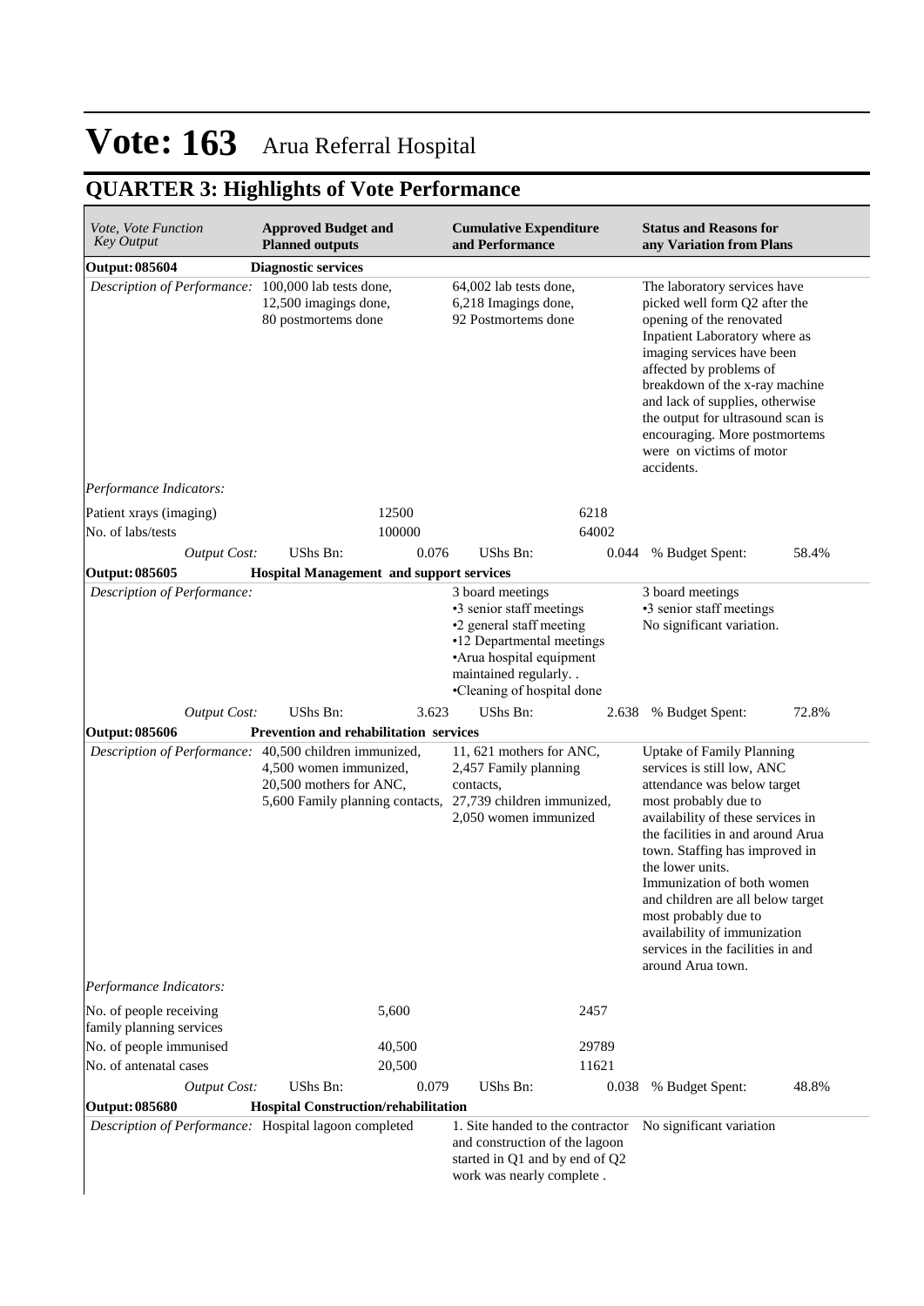# Vote: 163 Arua Referral Hospital

## QUARTER 3: Highlights of Vote Performance

| *Vote, Vote Function Key Output* | **Approved Budget and Planned outputs** | | **Cumulative Expenditure and Performance** | | **Status and Reasons for any Variation from Plans** | |
|---|---|---|---|---|---|---|
| **Output: 085604** | **Diagnostic services** | | | | | |
| *Description of Performance:* | 100,000 lab tests done, 12,500 imagings done, 80 postmortems done | | 64,002 lab tests done, 6,218 Imagings done, 92 Postmortems done | | The laboratory services have picked well form Q2 after the opening of the renovated Inpatient Laboratory where as imaging services have been affected by problems of breakdown of the x-ray machine and lack of supplies, otherwise the output for ultrasound scan is encouraging. More postmortems were on victims of motor accidents. | |
| *Performance Indicators:* | | | | | | |
| Patient xrays (imaging) | | 12500 | | 6218 | | |
| No. of labs/tests | | 100000 | | 64002 | | |
| *Output Cost:* | UShs Bn: | 0.076 | UShs Bn: | 0.044 | % Budget Spent: | 58.4% |
| **Output: 085605** | **Hospital Management and support services** | | | | | |
| *Description of Performance:* | | | 3 board meetings •3 senior staff meetings •2 general staff meeting •12 Departmental meetings •Arua hospital equipment maintained regularly. . •Cleaning of hospital done | | 3 board meetings •3 senior staff meetings No significant variation. | |
| *Output Cost:* | UShs Bn: | 3.623 | UShs Bn: | 2.638 | % Budget Spent: | 72.8% |
| **Output: 085606** | **Prevention and rehabilitation services** | | | | | |
| *Description of Performance:* | 40,500 children immunized, 4,500 women immunized, 20,500 mothers for ANC, 5,600 Family planning contacts, | | 11, 621 mothers for ANC, 2,457 Family planning contacts, 27,739 children immunized, 2,050 women immunized | | Uptake of Family Planning services is still low, ANC attendance was below target most probably due to availability of these services in the facilities in and around Arua town. Staffing has improved in the lower units. Immunization of both women and children are all below target most probably due to availability of immunization services in the facilities in and around Arua town. | |
| *Performance Indicators:* | | | | | | |
| No. of people receiving family planning services | | 5,600 | | 2457 | | |
| No. of people immunised | | 40,500 | | 29789 | | |
| No. of antenatal cases | | 20,500 | | 11621 | | |
| *Output Cost:* | UShs Bn: | 0.079 | UShs Bn: | 0.038 | % Budget Spent: | 48.8% |
| **Output: 085680** | **Hospital Construction/rehabilitation** | | | | | |
| *Description of Performance:* | Hospital lagoon completed | | 1. Site handed to the contractor and construction of the lagoon started in Q1 and by end of Q2 work was nearly complete . | | No significant variation | |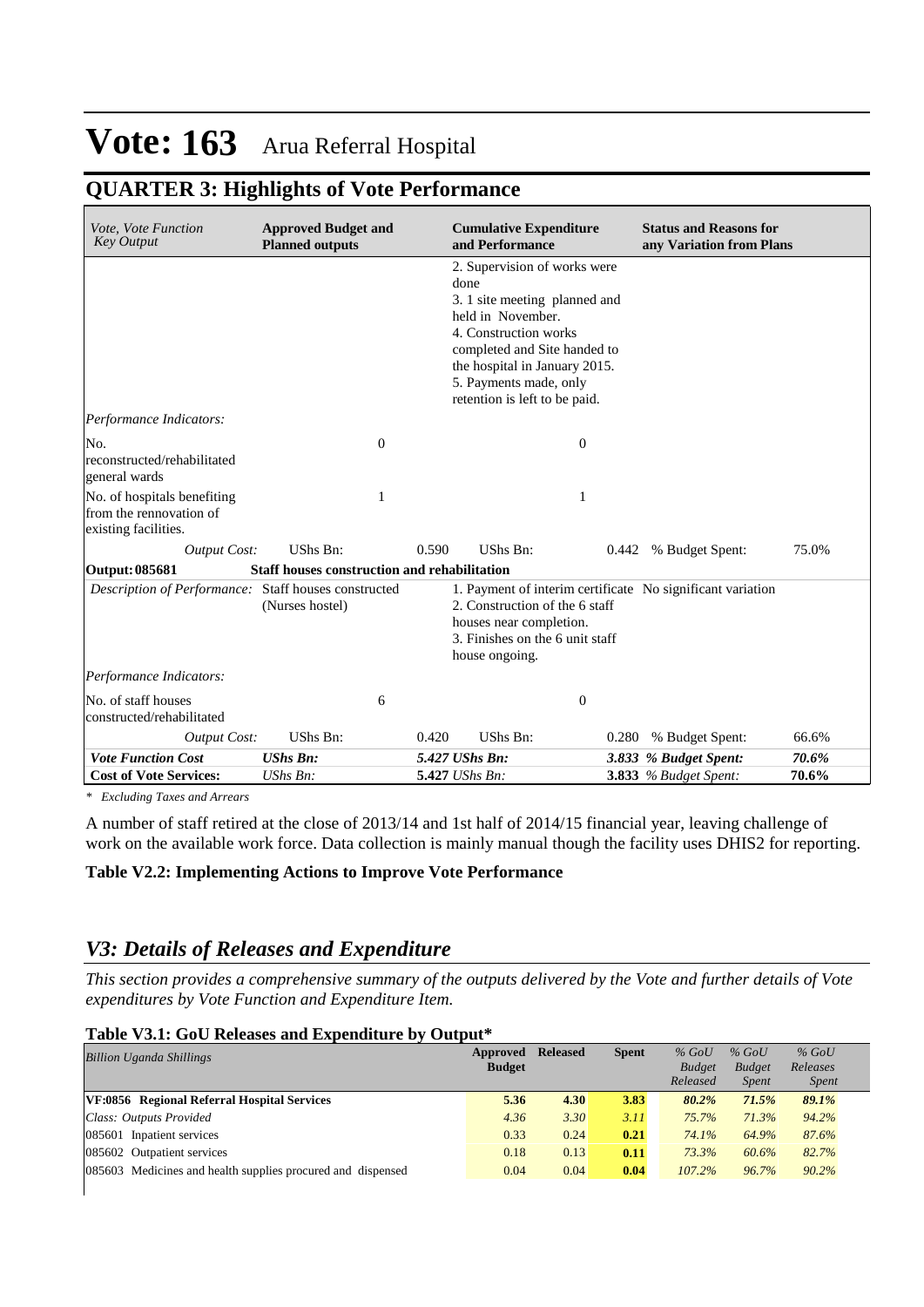# Vote: 163 Arua Referral Hospital

## QUARTER 3: Highlights of Vote Performance

| *Vote, Vote Function Key Output* | **Approved Budget and Planned outputs** | | **Cumulative Expenditure and Performance** | | **Status and Reasons for any Variation from Plans** | |
|---|---|---|---|---|---|---|
| | | | 2. Supervision of works were done<br>3. 1 site meeting planned and held in November.<br>4. Construction works completed and Site handed to the hospital in January 2015.<br>5. Payments made, only retention is left to be paid. | | | |
| *Performance Indicators:* | | | | | | |
| No. reconstructed/rehabilitated general wards | | 0 | | 0 | | |
| No. of hospitals benefiting from the rennovation of existing facilities. | | 1 | | 1 | | |
| *Output Cost:* | UShs Bn: | 0.590 | UShs Bn: | 0.442 | % Budget Spent: | 75.0% |
| **Output: 085681** | **Staff houses construction and rehabilitation** | | | | | |
| *Description of Performance:* | Staff houses constructed (Nurses hostel) | | 1. Payment of interim certificate<br>2. Construction of the 6 staff houses near completion.<br>3. Finishes on the 6 unit staff house ongoing. | | No significant variation | |
| *Performance Indicators:* | | | | | | |
| No. of staff houses constructed/rehabilitated | | 6 | | 0 | | |
| *Output Cost:* | UShs Bn: | 0.420 | UShs Bn: | 0.280 | % Budget Spent: | 66.6% |
| ***Vote Function Cost*** | ***UShs Bn:*** | ***5.427*** | ***UShs Bn:*** | ***3.833*** | ***% Budget Spent:*** | ***70.6%*** |
| **Cost of Vote Services:** | *UShs Bn:* | **5.427** | *UShs Bn:* | **3.833** | *% Budget Spent:* | **70.6%** |

*\* Excluding Taxes and Arrears*

A number of staff retired at the close of 2013/14 and 1st half of 2014/15 financial year, leaving challenge of work on the available work force. Data collection is mainly manual though the facility uses DHIS2 for reporting.

**Table V2.2: Implementing Actions to Improve Vote Performance**

## *V3: Details of Releases and Expenditure*

*This section provides a comprehensive summary of the outputs delivered by the Vote and further details of Vote expenditures by Vote Function and Expenditure Item.*

**Table V3.1: GoU Releases and Expenditure by Output***

| *Billion Uganda Shillings* | Approved Budget | Released | Spent | *% GoU Budget Released* | *% GoU Budget Spent* | *% GoU Releases Spent* |
|---|---|---|---|---|---|---|
| **VF:0856 Regional Referral Hospital Services** | **5.36** | **4.30** | **3.83** | ***80.2%*** | ***71.5%*** | ***89.1%*** |
| *Class: Outputs Provided* | *4.36* | *3.30* | *3.11* | *75.7%* | *71.3%* | *94.2%* |
| 085601 Inpatient services | 0.33 | 0.24 | **0.21** | *74.1%* | *64.9%* | *87.6%* |
| 085602 Outpatient services | 0.18 | 0.13 | **0.11** | *73.3%* | *60.6%* | *82.7%* |
| 085603 Medicines and health supplies procured and dispensed | 0.04 | 0.04 | **0.04** | *107.2%* | *96.7%* | *90.2%* |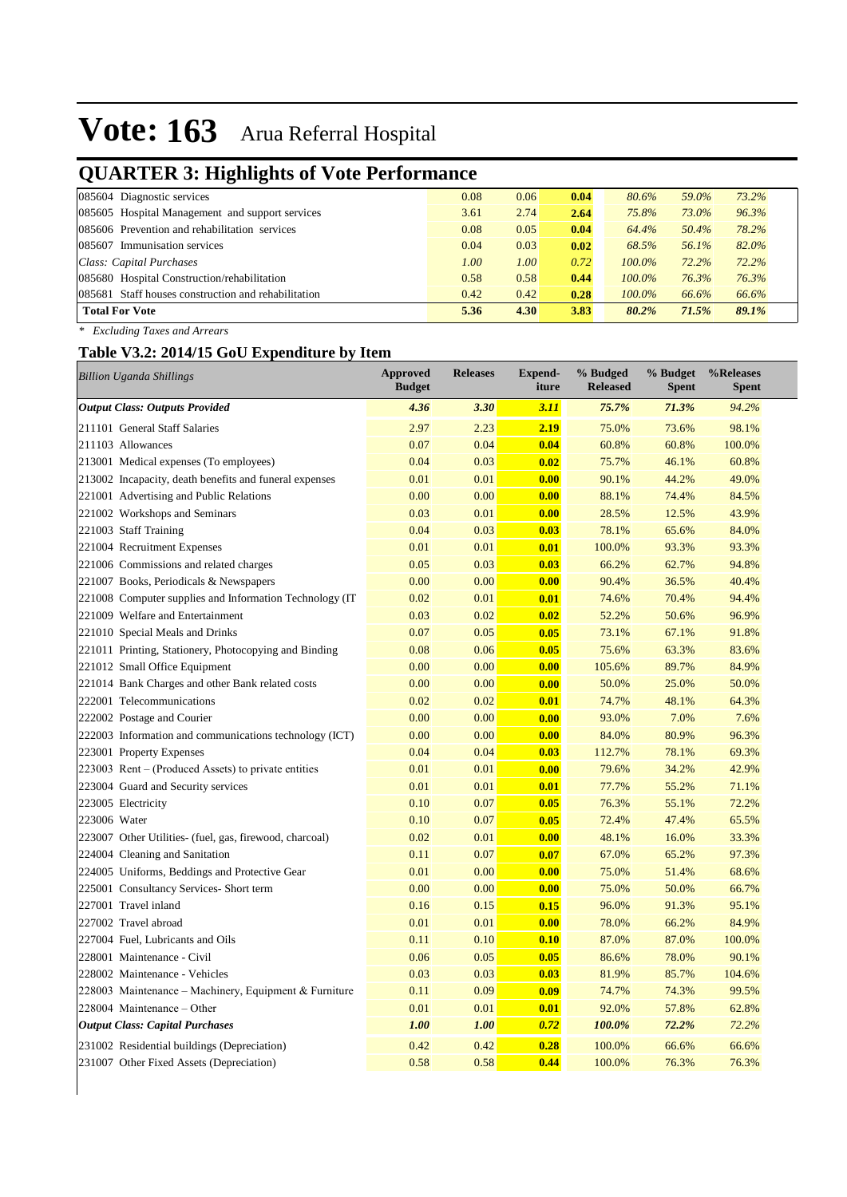# Vote: 163 Arua Referral Hospital

## QUARTER 3: Highlights of Vote Performance

| | | | | | | |
|---|---|---|---|---|---|---|
| 085604 Diagnostic services | 0.08 | 0.06 | **0.04** | *80.6%* | *59.0%* | *73.2%* |
| 085605 Hospital Management and support services | 3.61 | 2.74 | **2.64** | *75.8%* | *73.0%* | *96.3%* |
| 085606 Prevention and rehabilitation services | 0.08 | 0.05 | **0.04** | *64.4%* | *50.4%* | *78.2%* |
| 085607 Immunisation services | 0.04 | 0.03 | **0.02** | *68.5%* | *56.1%* | *82.0%* |
| *Class: Capital Purchases* | *1.00* | *1.00* | *0.72* | *100.0%* | *72.2%* | *72.2%* |
| 085680 Hospital Construction/rehabilitation | 0.58 | 0.58 | **0.44** | *100.0%* | *76.3%* | *76.3%* |
| 085681 Staff houses construction and rehabilitation | 0.42 | 0.42 | **0.28** | *100.0%* | *66.6%* | *66.6%* |
| **Total For Vote** | **5.36** | **4.30** | **3.83** | ***80.2%*** | ***71.5%*** | ***89.1%*** |

*\* Excluding Taxes and Arrears*

### Table V3.2: 2014/15 GoU Expenditure by Item

| *Billion Uganda Shillings* | Approved Budget | Releases | Expend-iture | % Budged Released | % Budget Spent | %Releases Spent |
|---|---|---|---|---|---|---|
| ***Output Class: Outputs Provided*** | ***4.36*** | ***3.30*** | ***3.11*** | ***75.7%*** | ***71.3%*** | *94.2%* |
| 211101 General Staff Salaries | 2.97 | 2.23 | **2.19** | 75.0% | 73.6% | 98.1% |
| 211103 Allowances | 0.07 | 0.04 | **0.04** | 60.8% | 60.8% | 100.0% |
| 213001 Medical expenses (To employees) | 0.04 | 0.03 | **0.02** | 75.7% | 46.1% | 60.8% |
| 213002 Incapacity, death benefits and funeral expenses | 0.01 | 0.01 | **0.00** | 90.1% | 44.2% | 49.0% |
| 221001 Advertising and Public Relations | 0.00 | 0.00 | **0.00** | 88.1% | 74.4% | 84.5% |
| 221002 Workshops and Seminars | 0.03 | 0.01 | **0.00** | 28.5% | 12.5% | 43.9% |
| 221003 Staff Training | 0.04 | 0.03 | **0.03** | 78.1% | 65.6% | 84.0% |
| 221004 Recruitment Expenses | 0.01 | 0.01 | **0.01** | 100.0% | 93.3% | 93.3% |
| 221006 Commissions and related charges | 0.05 | 0.03 | **0.03** | 66.2% | 62.7% | 94.8% |
| 221007 Books, Periodicals & Newspapers | 0.00 | 0.00 | **0.00** | 90.4% | 36.5% | 40.4% |
| 221008 Computer supplies and Information Technology (IT | 0.02 | 0.01 | **0.01** | 74.6% | 70.4% | 94.4% |
| 221009 Welfare and Entertainment | 0.03 | 0.02 | **0.02** | 52.2% | 50.6% | 96.9% |
| 221010 Special Meals and Drinks | 0.07 | 0.05 | **0.05** | 73.1% | 67.1% | 91.8% |
| 221011 Printing, Stationery, Photocopying and Binding | 0.08 | 0.06 | **0.05** | 75.6% | 63.3% | 83.6% |
| 221012 Small Office Equipment | 0.00 | 0.00 | **0.00** | 105.6% | 89.7% | 84.9% |
| 221014 Bank Charges and other Bank related costs | 0.00 | 0.00 | **0.00** | 50.0% | 25.0% | 50.0% |
| 222001 Telecommunications | 0.02 | 0.02 | **0.01** | 74.7% | 48.1% | 64.3% |
| 222002 Postage and Courier | 0.00 | 0.00 | **0.00** | 93.0% | 7.0% | 7.6% |
| 222003 Information and communications technology (ICT) | 0.00 | 0.00 | **0.00** | 84.0% | 80.9% | 96.3% |
| 223001 Property Expenses | 0.04 | 0.04 | **0.03** | 112.7% | 78.1% | 69.3% |
| 223003 Rent – (Produced Assets) to private entities | 0.01 | 0.01 | **0.00** | 79.6% | 34.2% | 42.9% |
| 223004 Guard and Security services | 0.01 | 0.01 | **0.01** | 77.7% | 55.2% | 71.1% |
| 223005 Electricity | 0.10 | 0.07 | **0.05** | 76.3% | 55.1% | 72.2% |
| 223006 Water | 0.10 | 0.07 | **0.05** | 72.4% | 47.4% | 65.5% |
| 223007 Other Utilities- (fuel, gas, firewood, charcoal) | 0.02 | 0.01 | **0.00** | 48.1% | 16.0% | 33.3% |
| 224004 Cleaning and Sanitation | 0.11 | 0.07 | **0.07** | 67.0% | 65.2% | 97.3% |
| 224005 Uniforms, Beddings and Protective Gear | 0.01 | 0.00 | **0.00** | 75.0% | 51.4% | 68.6% |
| 225001 Consultancy Services- Short term | 0.00 | 0.00 | **0.00** | 75.0% | 50.0% | 66.7% |
| 227001 Travel inland | 0.16 | 0.15 | **0.15** | 96.0% | 91.3% | 95.1% |
| 227002 Travel abroad | 0.01 | 0.01 | **0.00** | 78.0% | 66.2% | 84.9% |
| 227004 Fuel, Lubricants and Oils | 0.11 | 0.10 | **0.10** | 87.0% | 87.0% | 100.0% |
| 228001 Maintenance - Civil | 0.06 | 0.05 | **0.05** | 86.6% | 78.0% | 90.1% |
| 228002 Maintenance - Vehicles | 0.03 | 0.03 | **0.03** | 81.9% | 85.7% | 104.6% |
| 228003 Maintenance – Machinery, Equipment & Furniture | 0.11 | 0.09 | **0.09** | 74.7% | 74.3% | 99.5% |
| 228004 Maintenance – Other | 0.01 | 0.01 | **0.01** | 92.0% | 57.8% | 62.8% |
| ***Output Class: Capital Purchases*** | ***1.00*** | ***1.00*** | ***0.72*** | ***100.0%*** | ***72.2%*** | *72.2%* |
| 231002 Residential buildings (Depreciation) | 0.42 | 0.42 | **0.28** | 100.0% | 66.6% | 66.6% |
| 231007 Other Fixed Assets (Depreciation) | 0.58 | 0.58 | **0.44** | 100.0% | 76.3% | 76.3% |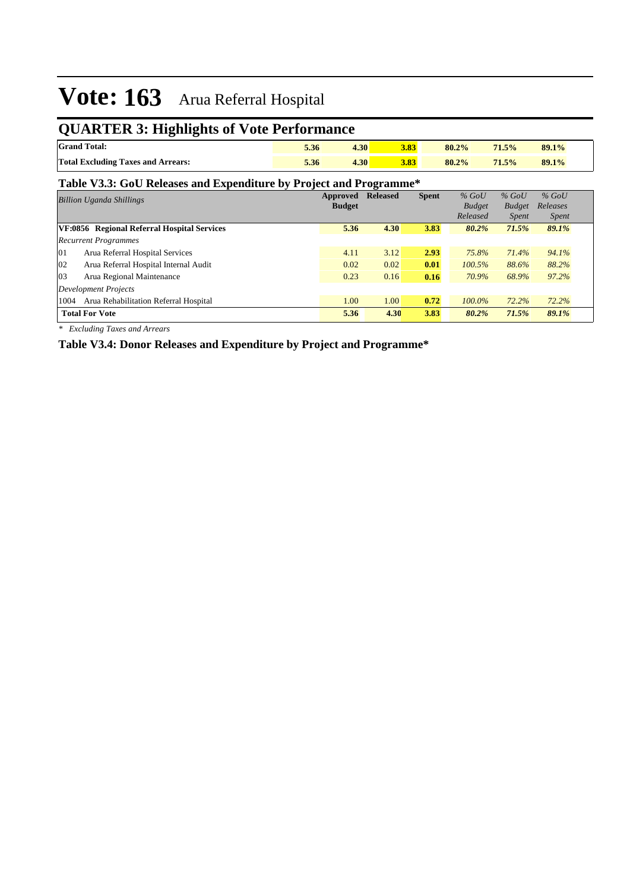# Vote: 163 Arua Referral Hospital

## QUARTER 3: Highlights of Vote Performance

| | | | | | | |
|---|---|---|---|---|---|---|
| **Grand Total:** | **5.36** | **4.30** | **3.83** | **80.2%** | **71.5%** | **89.1%** |
| **Total Excluding Taxes and Arrears:** | **5.36** | **4.30** | **3.83** | **80.2%** | **71.5%** | **89.1%** |

### Table V3.3: GoU Releases and Expenditure by Project and Programme*

| *Billion Uganda Shillings* | **Approved Budget** | **Released** | **Spent** | *% GoU Budget Released* | *% GoU Budget Spent* | *% GoU Releases Spent* |
|---|---|---|---|---|---|---|
| **VF:0856 Regional Referral Hospital Services** | **5.36** | **4.30** | **3.83** | ***80.2%*** | ***71.5%*** | ***89.1%*** |
| *Recurrent Programmes* | | | | | | |
| 01 Arua Referral Hospital Services | 4.11 | 3.12 | **2.93** | *75.8%* | *71.4%* | *94.1%* |
| 02 Arua Referral Hospital Internal Audit | 0.02 | 0.02 | **0.01** | *100.5%* | *88.6%* | *88.2%* |
| 03 Arua Regional Maintenance | 0.23 | 0.16 | **0.16** | *70.9%* | *68.9%* | *97.2%* |
| *Development Projects* | | | | | | |
| 1004 Arua Rehabilitation Referral Hospital | 1.00 | 1.00 | **0.72** | *100.0%* | *72.2%* | *72.2%* |
| **Total For Vote** | **5.36** | **4.30** | **3.83** | ***80.2%*** | ***71.5%*** | ***89.1%*** |

*\* Excluding Taxes and Arrears*

### Table V3.4: Donor Releases and Expenditure by Project and Programme*